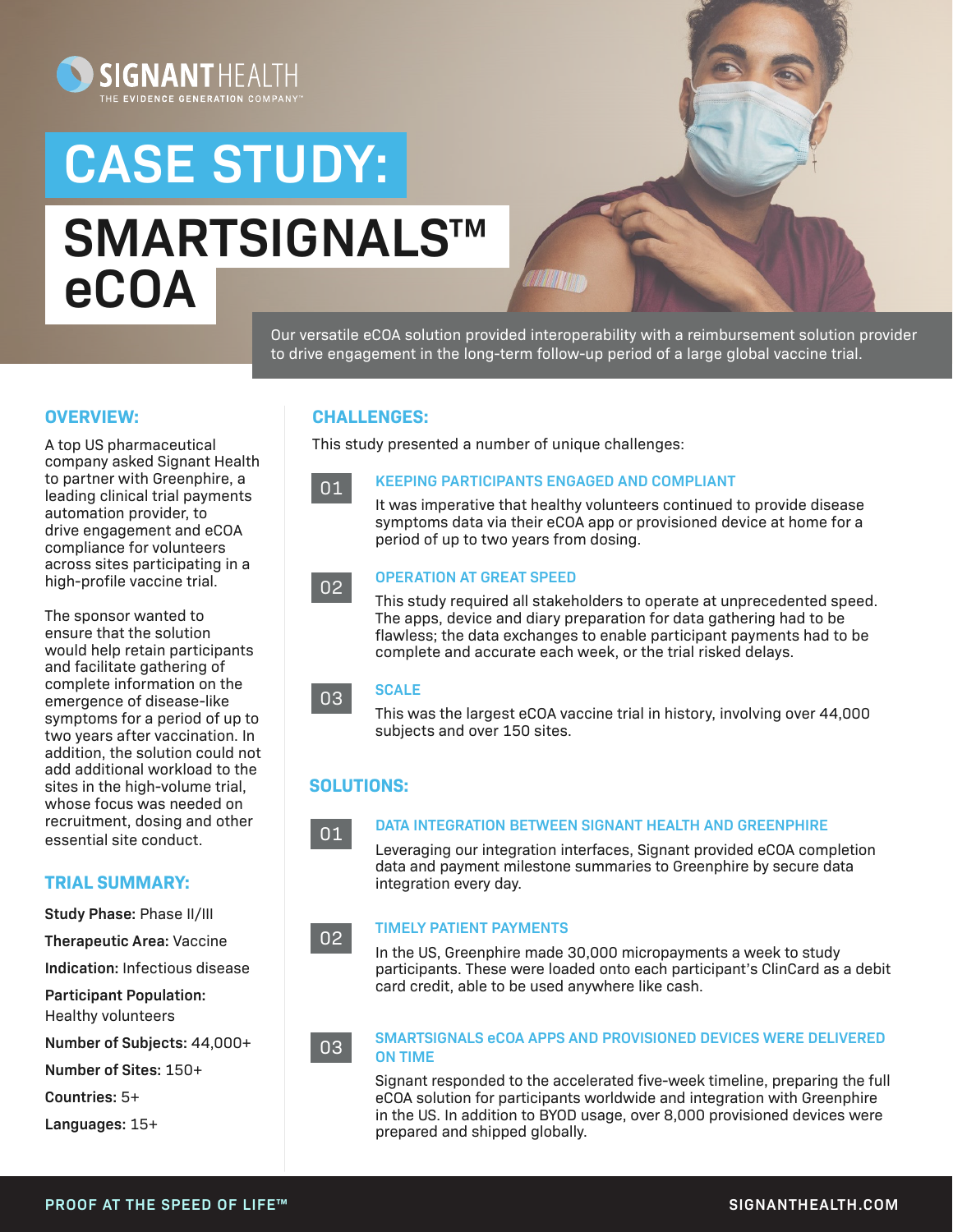SIGNANTHEALTH

THE EVIDENCE GENERATION COMPANY™

# CASE STUDY:

# SMARTSIGNALS™ eCOA

Our versatile eCOA solution provided interoperability with a reimbursement solution provider to drive engagement in the long-term follow-up period of a large global vaccine trial.

## OVERVIEW:

A top US pharmaceutical company asked Signant Health to partner with Greenphire, a leading clinical trial payments automation provider, to drive engagement and eCOA compliance for volunteers across sites participating in a high-profile vaccine trial.

The sponsor wanted to ensure that the solution would help retain participants and facilitate gathering of complete information on the emergence of disease-like symptoms for a period of up to two years after vaccination. In addition, the solution could not add additional workload to the sites in the high-volume trial, whose focus was needed on recruitment, dosing and other essential site conduct.

## TRIAL SUMMARY:

**Study Phase:** Phase II/III

**Therapeutic Area:** Vaccine

**Indication:** Infectious disease

**Participant Population:** Healthy volunteers

**Number of Subjects:** 44,000+

**Number of Sites:** 150+

**Countries:** 5+

**Languages:** 15+

## CHALLENGES:

This study presented a number of unique challenges:

### 01 KEEPING PARTICIPANTS ENGAGED AND COMPLIANT

It was imperative that healthy volunteers continued to provide disease symptoms data via their eCOA app or provisioned device at home for a period of up to two years from dosing.

### 02 OPERATION AT GREAT SPEED

This study required all stakeholders to operate at unprecedented speed. The apps, device and diary preparation for data gathering had to be flawless; the data exchanges to enable participant payments had to be complete and accurate each week, or the trial risked delays.

### 03 SCALE

This was the largest eCOA vaccine trial in history, involving over 44,000 subjects and over 150 sites.

## SOLUTIONS:

### 01 DATA INTEGRATION BETWEEN SIGNANT HEALTH AND GREENPHIRE

Leveraging our integration interfaces, Signant provided eCOA completion data and payment milestone summaries to Greenphire by secure data integration every day.

### 02 TIMELY PATIENT PAYMENTS

In the US, Greenphire made 30,000 micropayments a week to study participants. These were loaded onto each participant's ClinCard as a debit card credit, able to be used anywhere like cash.

### 03 SMARTSIGNALS eCOA APPS AND PROVISIONED DEVICES WERE DELIVERED ON TIME

Signant responded to the accelerated five-week timeline, preparing the full eCOA solution for participants worldwide and integration with Greenphire in the US. In addition to BYOD usage, over 8,000 provisioned devices were prepared and shipped globally.

PROOF AT THE SPEED OF LIFE™

SIGNANTHEALTH.COM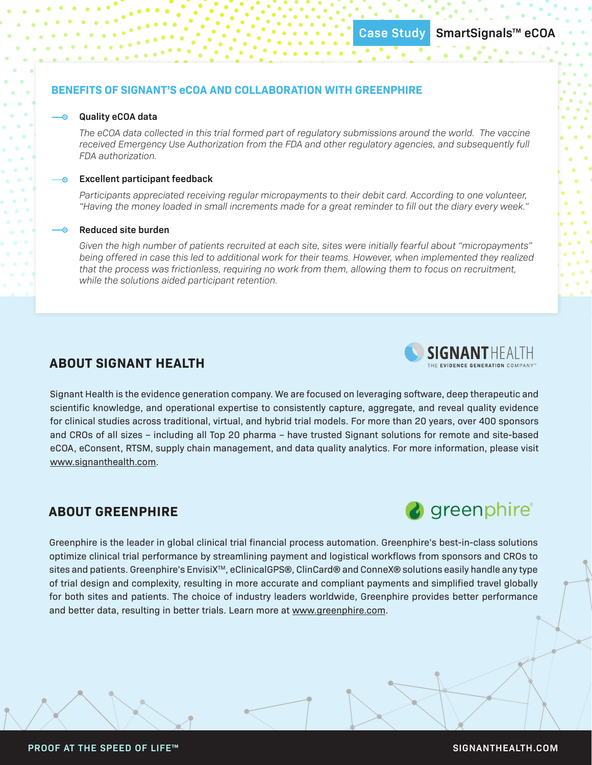## BENEFITS OF SIGNANT'S eCOA AND COLLABORATION WITH GREENPHIRE

### Quality eCOA data

*The eCOA data collected in this trial formed part of regulatory submissions around the world. The vaccine received Emergency Use Authorization from the FDA and other regulatory agencies, and subsequently full FDA authorization.*

### Excellent participant feedback

*Participants appreciated receiving regular micropayments to their debit card. According to one volunteer, "Having the money loaded in small increments made for a great reminder to fill out the diary every week."*

### Reduced site burden

*Given the high number of patients recruited at each site, sites were initially fearful about "micropayments" being offered in case this led to additional work for their teams. However, when implemented they realized that the process was frictionless, requiring no work from them, allowing them to focus on recruitment, while the solutions aided participant retention.*

## ABOUT SIGNANT HEALTH

SIGNANT HEALTH
THE EVIDENCE GENERATION COMPANY™

Signant Health is the evidence generation company. We are focused on leveraging software, deep therapeutic and scientific knowledge, and operational expertise to consistently capture, aggregate, and reveal quality evidence for clinical studies across traditional, virtual, and hybrid trial models. For more than 20 years, over 400 sponsors and CROs of all sizes – including all Top 20 pharma – have trusted Signant solutions for remote and site-based eCOA, eConsent, RTSM, supply chain management, and data quality analytics. For more information, please visit www.signanthealth.com.

## ABOUT GREENPHIRE

greenphire®

Greenphire is the leader in global clinical trial financial process automation. Greenphire's best-in-class solutions optimize clinical trial performance by streamlining payment and logistical workflows from sponsors and CROs to sites and patients. Greenphire's EnvisiX™, eClinicalGPS®, ClinCard® and ConneX® solutions easily handle any type of trial design and complexity, resulting in more accurate and compliant payments and simplified travel globally for both sites and patients. The choice of industry leaders worldwide, Greenphire provides better performance and better data, resulting in better trials. Learn more at www.greenphire.com.